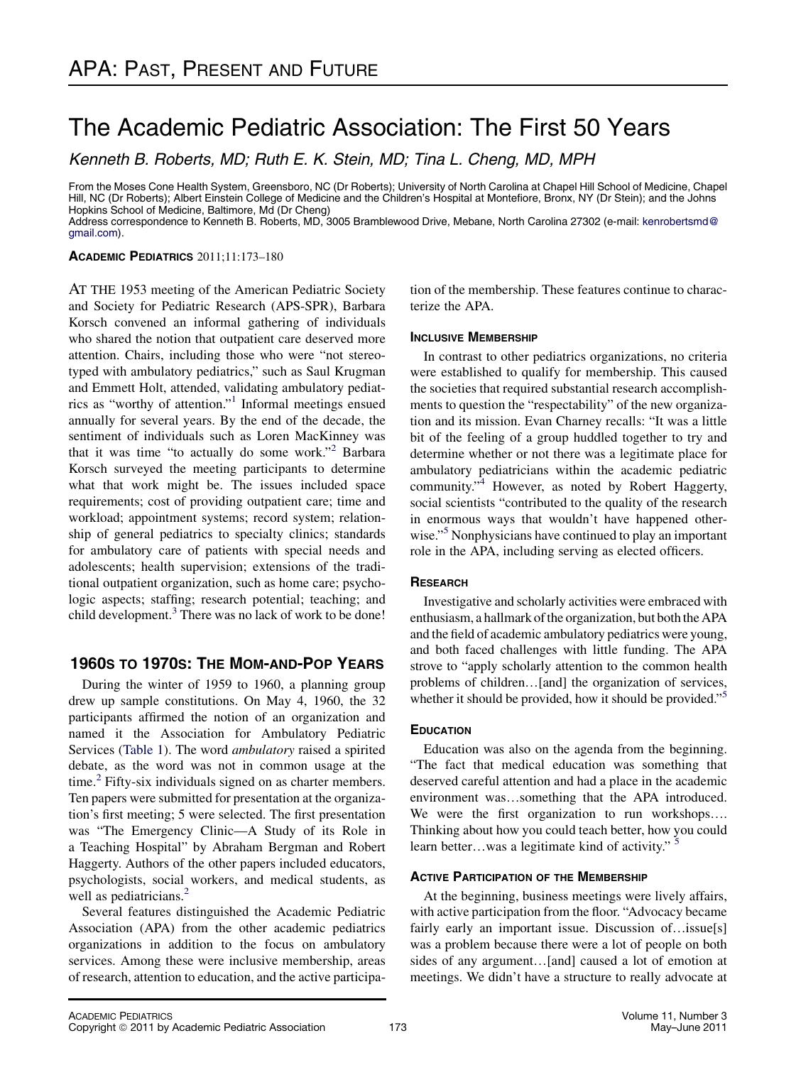# The Academic Pediatric Association: The First 50 Years

*Kenneth B. Roberts, MD; Ruth E. K. Stein, MD; Tina L. Cheng, MD, MPH*

From the Moses Cone Health System, Greensboro, NC (Dr Roberts); University of North Carolina at Chapel Hill School of Medicine, Chapel Hill, NC (Dr Roberts); Albert Einstein College of Medicine and the Children's Hospital at Montefiore, Bronx, NY (Dr Stein); and the Johns Hopkins School of Medicine, Baltimore, Md (Dr Cheng)

Address correspondence to Kenneth B. Roberts, MD, 3005 Bramblewood Drive, Mebane, North Carolina 27302 (e-mail: kenrobertsmd@gmail.com).

**ACADEMIC PEDIATRICS** 2011;11:173–180

AT THE 1953 meeting of the American Pediatric Society and Society for Pediatric Research (APS-SPR), Barbara Korsch convened an informal gathering of individuals who shared the notion that outpatient care deserved more attention. Chairs, including those who were "not stereotyped with ambulatory pediatrics," such as Saul Krugman and Emmett Holt, attended, validating ambulatory pediatrics as "worthy of attention."[1] Informal meetings ensued annually for several years. By the end of the decade, the sentiment of individuals such as Loren MacKinney was that it was time "to actually do some work."[2] Barbara Korsch surveyed the meeting participants to determine what that work might be. The issues included space requirements; cost of providing outpatient care; time and workload; appointment systems; record system; relationship of general pediatrics to specialty clinics; standards for ambulatory care of patients with special needs and adolescents; health supervision; extensions of the traditional outpatient organization, such as home care; psychologic aspects; staffing; research potential; teaching; and child development.[3] There was no lack of work to be done!

## 1960S TO 1970S: THE MOM-AND-POP YEARS

During the winter of 1959 to 1960, a planning group drew up sample constitutions. On May 4, 1960, the 32 participants affirmed the notion of an organization and named it the Association for Ambulatory Pediatric Services (Table 1). The word *ambulatory* raised a spirited debate, as the word was not in common usage at the time.[2] Fifty-six individuals signed on as charter members. Ten papers were submitted for presentation at the organization's first meeting; 5 were selected. The first presentation was "The Emergency Clinic—A Study of its Role in a Teaching Hospital" by Abraham Bergman and Robert Haggerty. Authors of the other papers included educators, psychologists, social workers, and medical students, as well as pediatricians.[2]

Several features distinguished the Academic Pediatric Association (APA) from the other academic pediatrics organizations in addition to the focus on ambulatory services. Among these were inclusive membership, areas of research, attention to education, and the active participation of the membership. These features continue to characterize the APA.

### INCLUSIVE MEMBERSHIP

In contrast to other pediatrics organizations, no criteria were established to qualify for membership. This caused the societies that required substantial research accomplishments to question the "respectability" of the new organization and its mission. Evan Charney recalls: "It was a little bit of the feeling of a group huddled together to try and determine whether or not there was a legitimate place for ambulatory pediatricians within the academic pediatric community."[4] However, as noted by Robert Haggerty, social scientists "contributed to the quality of the research in enormous ways that wouldn't have happened otherwise."[5] Nonphysicians have continued to play an important role in the APA, including serving as elected officers.

### RESEARCH

Investigative and scholarly activities were embraced with enthusiasm, a hallmark of the organization, but both the APA and the field of academic ambulatory pediatrics were young, and both faced challenges with little funding. The APA strove to "apply scholarly attention to the common health problems of children…[and] the organization of services, whether it should be provided, how it should be provided."[5]

### EDUCATION

Education was also on the agenda from the beginning. "The fact that medical education was something that deserved careful attention and had a place in the academic environment was…something that the APA introduced. We were the first organization to run workshops…. Thinking about how you could teach better, how you could learn better…was a legitimate kind of activity."[5]

### ACTIVE PARTICIPATION OF THE MEMBERSHIP

At the beginning, business meetings were lively affairs, with active participation from the floor. "Advocacy became fairly early an important issue. Discussion of…issue[s] was a problem because there were a lot of people on both sides of any argument…[and] caused a lot of emotion at meetings. We didn't have a structure to really advocate at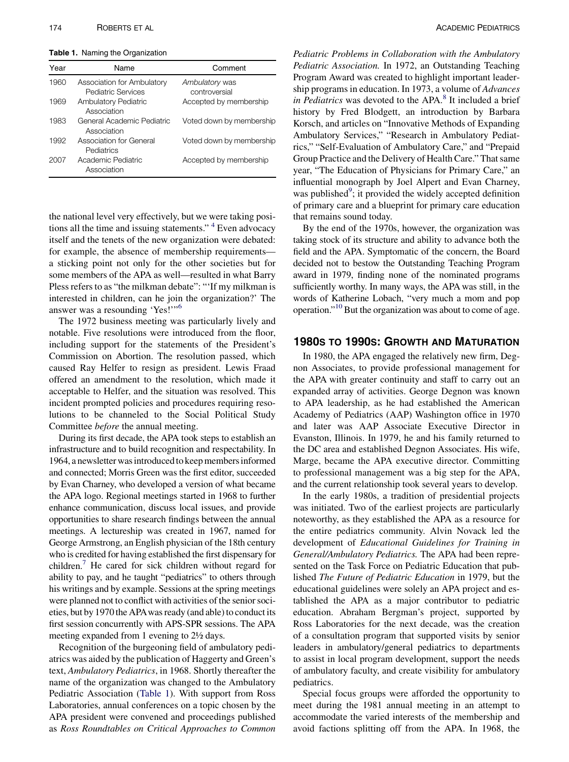**Table 1.** Naming the Organization

| Year | Name | Comment |
|---|---|---|
| 1960 | Association for Ambulatory Pediatric Services | *Ambulatory* was controversial |
| 1969 | Ambulatory Pediatric Association | Accepted by membership |
| 1983 | General Academic Pediatric Association | Voted down by membership |
| 1992 | Association for General Pediatrics | Voted down by membership |
| 2007 | Academic Pediatric Association | Accepted by membership |

the national level very effectively, but we were taking positions all the time and issuing statements."[4] Even advocacy itself and the tenets of the new organization were debated: for example, the absence of membership requirements—a sticking point not only for the other societies but for some members of the APA as well—resulted in what Barry Pless refers to as "the milkman debate": "'If my milkman is interested in children, can he join the organization?' The answer was a resounding 'Yes!'"[6]

The 1972 business meeting was particularly lively and notable. Five resolutions were introduced from the floor, including support for the statements of the President's Commission on Abortion. The resolution passed, which caused Ray Helfer to resign as president. Lewis Fraad offered an amendment to the resolution, which made it acceptable to Helfer, and the situation was resolved. This incident prompted policies and procedures requiring resolutions to be channeled to the Social Political Study Committee *before* the annual meeting.

During its first decade, the APA took steps to establish an infrastructure and to build recognition and respectability. In 1964, a newsletter was introduced to keep members informed and connected; Morris Green was the first editor, succeeded by Evan Charney, who developed a version of what became the APA logo. Regional meetings started in 1968 to further enhance communication, discuss local issues, and provide opportunities to share research findings between the annual meetings. A lectureship was created in 1967, named for George Armstrong, an English physician of the 18th century who is credited for having established the first dispensary for children.[7] He cared for sick children without regard for ability to pay, and he taught "pediatrics" to others through his writings and by example. Sessions at the spring meetings were planned not to conflict with activities of the senior societies, but by 1970 the APA was ready (and able) to conduct its first session concurrently with APS-SPR sessions. The APA meeting expanded from 1 evening to 2½ days.

Recognition of the burgeoning field of ambulatory pediatrics was aided by the publication of Haggerty and Green's text, *Ambulatory Pediatrics*, in 1968. Shortly thereafter the name of the organization was changed to the Ambulatory Pediatric Association (Table 1). With support from Ross Laboratories, annual conferences on a topic chosen by the APA president were convened and proceedings published as *Ross Roundtables on Critical Approaches to Common Pediatric Problems in Collaboration with the Ambulatory Pediatric Association.* In 1972, an Outstanding Teaching Program Award was created to highlight important leadership programs in education. In 1973, a volume of *Advances in Pediatrics* was devoted to the APA.[8] It included a brief history by Fred Blodgett, an introduction by Barbara Korsch, and articles on "Innovative Methods of Expanding Ambulatory Services," "Research in Ambulatory Pediatrics," "Self-Evaluation of Ambulatory Care," and "Prepaid Group Practice and the Delivery of Health Care." That same year, "The Education of Physicians for Primary Care," an influential monograph by Joel Alpert and Evan Charney, was published[9]; it provided the widely accepted definition of primary care and a blueprint for primary care education that remains sound today.

By the end of the 1970s, however, the organization was taking stock of its structure and ability to advance both the field and the APA. Symptomatic of the concern, the Board decided not to bestow the Outstanding Teaching Program award in 1979, finding none of the nominated programs sufficiently worthy. In many ways, the APA was still, in the words of Katherine Lobach, "very much a mom and pop operation."[10] But the organization was about to come of age.

## 1980s to 1990s: Growth and Maturation

In 1980, the APA engaged the relatively new firm, Degnon Associates, to provide professional management for the APA with greater continuity and staff to carry out an expanded array of activities. George Degnon was known to APA leadership, as he had established the American Academy of Pediatrics (AAP) Washington office in 1970 and later was AAP Associate Executive Director in Evanston, Illinois. In 1979, he and his family returned to the DC area and established Degnon Associates. His wife, Marge, became the APA executive director. Committing to professional management was a big step for the APA, and the current relationship took several years to develop.

In the early 1980s, a tradition of presidential projects was initiated. Two of the earliest projects are particularly noteworthy, as they established the APA as a resource for the entire pediatrics community. Alvin Novack led the development of *Educational Guidelines for Training in General/Ambulatory Pediatrics.* The APA had been represented on the Task Force on Pediatric Education that published *The Future of Pediatric Education* in 1979, but the educational guidelines were solely an APA project and established the APA as a major contributor to pediatric education. Abraham Bergman's project, supported by Ross Laboratories for the next decade, was the creation of a consultation program that supported visits by senior leaders in ambulatory/general pediatrics to departments to assist in local program development, support the needs of ambulatory faculty, and create visibility for ambulatory pediatrics.

Special focus groups were afforded the opportunity to meet during the 1981 annual meeting in an attempt to accommodate the varied interests of the membership and avoid factions splitting off from the APA. In 1968, the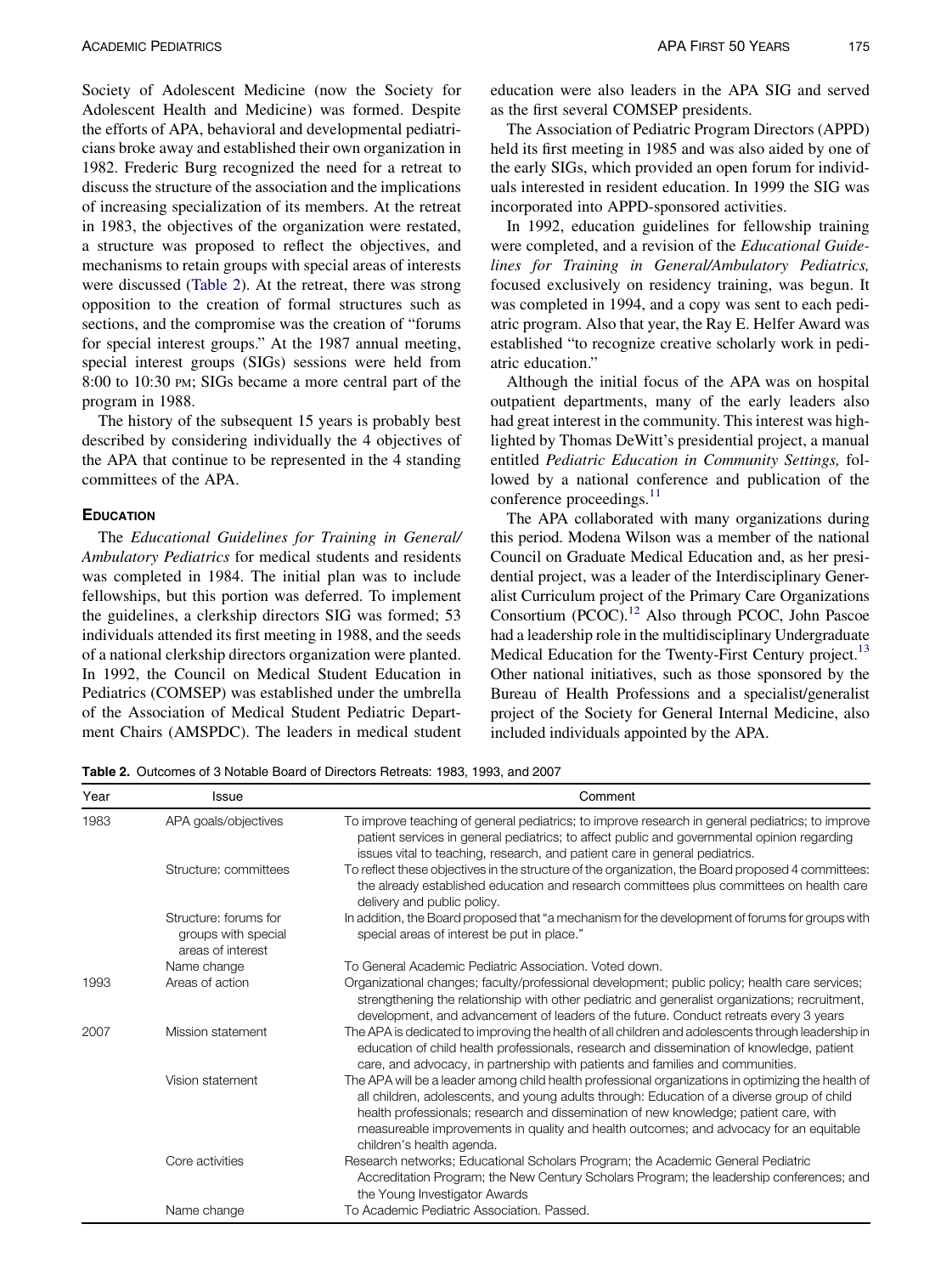Society of Adolescent Medicine (now the Society for Adolescent Health and Medicine) was formed. Despite the efforts of APA, behavioral and developmental pediatricians broke away and established their own organization in 1982. Frederic Burg recognized the need for a retreat to discuss the structure of the association and the implications of increasing specialization of its members. At the retreat in 1983, the objectives of the organization were restated, a structure was proposed to reflect the objectives, and mechanisms to retain groups with special areas of interests were discussed (Table 2). At the retreat, there was strong opposition to the creation of formal structures such as sections, and the compromise was the creation of "forums for special interest groups." At the 1987 annual meeting, special interest groups (SIGs) sessions were held from 8:00 to 10:30 PM; SIGs became a more central part of the program in 1988.

The history of the subsequent 15 years is probably best described by considering individually the 4 objectives of the APA that continue to be represented in the 4 standing committees of the APA.

## Education

The *Educational Guidelines for Training in General/Ambulatory Pediatrics* for medical students and residents was completed in 1984. The initial plan was to include fellowships, but this portion was deferred. To implement the guidelines, a clerkship directors SIG was formed; 53 individuals attended its first meeting in 1988, and the seeds of a national clerkship directors organization were planted. In 1992, the Council on Medical Student Education in Pediatrics (COMSEP) was established under the umbrella of the Association of Medical Student Pediatric Department Chairs (AMSPDC). The leaders in medical student education were also leaders in the APA SIG and served as the first several COMSEP presidents.

The Association of Pediatric Program Directors (APPD) held its first meeting in 1985 and was also aided by one of the early SIGs, which provided an open forum for individuals interested in resident education. In 1999 the SIG was incorporated into APPD-sponsored activities.

In 1992, education guidelines for fellowship training were completed, and a revision of the *Educational Guidelines for Training in General/Ambulatory Pediatrics,* focused exclusively on residency training, was begun. It was completed in 1994, and a copy was sent to each pediatric program. Also that year, the Ray E. Helfer Award was established "to recognize creative scholarly work in pediatric education."

Although the initial focus of the APA was on hospital outpatient departments, many of the early leaders also had great interest in the community. This interest was highlighted by Thomas DeWitt's presidential project, a manual entitled *Pediatric Education in Community Settings,* followed by a national conference and publication of the conference proceedings.[11]

The APA collaborated with many organizations during this period. Modena Wilson was a member of the national Council on Graduate Medical Education and, as her presidential project, was a leader of the Interdisciplinary Generalist Curriculum project of the Primary Care Organizations Consortium (PCOC).[12] Also through PCOC, John Pascoe had a leadership role in the multidisciplinary Undergraduate Medical Education for the Twenty-First Century project.[13] Other national initiatives, such as those sponsored by the Bureau of Health Professions and a specialist/generalist project of the Society for General Internal Medicine, also included individuals appointed by the APA.

**Table 2.** Outcomes of 3 Notable Board of Directors Retreats: 1983, 1993, and 2007

| Year | Issue | Comment |
|---|---|---|
| 1983 | APA goals/objectives | To improve teaching of general pediatrics; to improve research in general pediatrics; to improve patient services in general pediatrics; to affect public and governmental opinion regarding issues vital to teaching, research, and patient care in general pediatrics. |
| | Structure: committees | To reflect these objectives in the structure of the organization, the Board proposed 4 committees: the already established education and research committees plus committees on health care delivery and public policy. |
| | Structure: forums for groups with special areas of interest | In addition, the Board proposed that "a mechanism for the development of forums for groups with special areas of interest be put in place." |
| | Name change | To General Academic Pediatric Association. Voted down. |
| 1993 | Areas of action | Organizational changes; faculty/professional development; public policy; health care services; strengthening the relationship with other pediatric and generalist organizations; recruitment, development, and advancement of leaders of the future. Conduct retreats every 3 years |
| 2007 | Mission statement | The APA is dedicated to improving the health of all children and adolescents through leadership in education of child health professionals, research and dissemination of knowledge, patient care, and advocacy, in partnership with patients and families and communities. |
| | Vision statement | The APA will be a leader among child health professional organizations in optimizing the health of all children, adolescents, and young adults through: Education of a diverse group of child health professionals; research and dissemination of new knowledge; patient care, with measureable improvements in quality and health outcomes; and advocacy for an equitable children's health agenda. |
| | Core activities | Research networks; Educational Scholars Program; the Academic General Pediatric Accreditation Program; the New Century Scholars Program; the leadership conferences; and the Young Investigator Awards |
| | Name change | To Academic Pediatric Association. Passed. |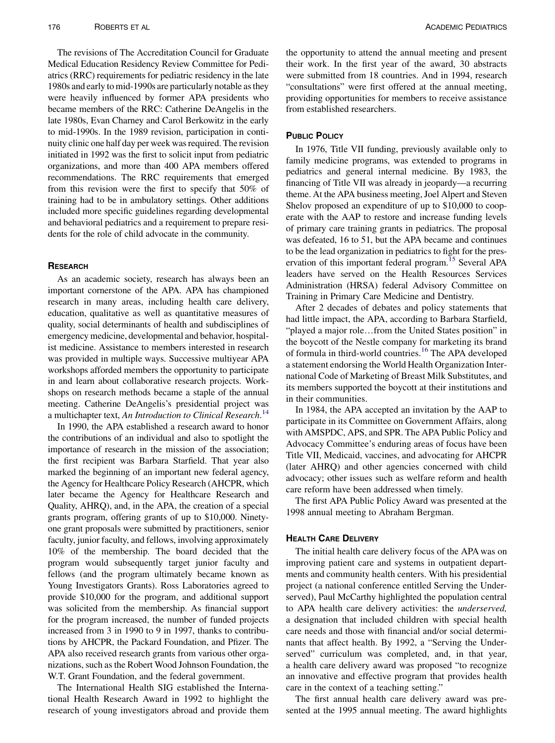The revisions of The Accreditation Council for Graduate Medical Education Residency Review Committee for Pediatrics (RRC) requirements for pediatric residency in the late 1980s and early to mid-1990s are particularly notable as they were heavily influenced by former APA presidents who became members of the RRC: Catherine DeAngelis in the late 1980s, Evan Charney and Carol Berkowitz in the early to mid-1990s. In the 1989 revision, participation in continuity clinic one half day per week was required. The revision initiated in 1992 was the first to solicit input from pediatric organizations, and more than 400 APA members offered recommendations. The RRC requirements that emerged from this revision were the first to specify that 50% of training had to be in ambulatory settings. Other additions included more specific guidelines regarding developmental and behavioral pediatrics and a requirement to prepare residents for the role of child advocate in the community.

## Research

As an academic society, research has always been an important cornerstone of the APA. APA has championed research in many areas, including health care delivery, education, qualitative as well as quantitative measures of quality, social determinants of health and subdisciplines of emergency medicine, developmental and behavior, hospitalist medicine. Assistance to members interested in research was provided in multiple ways. Successive multiyear APA workshops afforded members the opportunity to participate in and learn about collaborative research projects. Workshops on research methods became a staple of the annual meeting. Catherine DeAngelis's presidential project was a multichapter text, *An Introduction to Clinical Research*.[14]

In 1990, the APA established a research award to honor the contributions of an individual and also to spotlight the importance of research in the mission of the association; the first recipient was Barbara Starfield. That year also marked the beginning of an important new federal agency, the Agency for Healthcare Policy Research (AHCPR, which later became the Agency for Healthcare Research and Quality, AHRQ), and, in the APA, the creation of a special grants program, offering grants of up to \$10,000. Ninety-one grant proposals were submitted by practitioners, senior faculty, junior faculty, and fellows, involving approximately 10% of the membership. The board decided that the program would subsequently target junior faculty and fellows (and the program ultimately became known as Young Investigators Grants). Ross Laboratories agreed to provide \$10,000 for the program, and additional support was solicited from the membership. As financial support for the program increased, the number of funded projects increased from 3 in 1990 to 9 in 1997, thanks to contributions by AHCPR, the Packard Foundation, and Pfizer. The APA also received research grants from various other organizations, such as the Robert Wood Johnson Foundation, the W.T. Grant Foundation, and the federal government.

The International Health SIG established the International Health Research Award in 1992 to highlight the research of young investigators abroad and provide them the opportunity to attend the annual meeting and present their work. In the first year of the award, 30 abstracts were submitted from 18 countries. And in 1994, research "consultations" were first offered at the annual meeting, providing opportunities for members to receive assistance from established researchers.

## Public Policy

In 1976, Title VII funding, previously available only to family medicine programs, was extended to programs in pediatrics and general internal medicine. By 1983, the financing of Title VII was already in jeopardy—a recurring theme. At the APA business meeting, Joel Alpert and Steven Shelov proposed an expenditure of up to \$10,000 to cooperate with the AAP to restore and increase funding levels of primary care training grants in pediatrics. The proposal was defeated, 16 to 51, but the APA became and continues to be the lead organization in pediatrics to fight for the preservation of this important federal program.[15] Several APA leaders have served on the Health Resources Services Administration (HRSA) federal Advisory Committee on Training in Primary Care Medicine and Dentistry.

After 2 decades of debates and policy statements that had little impact, the APA, according to Barbara Starfield, "played a major role…from the United States position" in the boycott of the Nestle company for marketing its brand of formula in third-world countries.[16] The APA developed a statement endorsing the World Health Organization International Code of Marketing of Breast Milk Substitutes, and its members supported the boycott at their institutions and in their communities.

In 1984, the APA accepted an invitation by the AAP to participate in its Committee on Government Affairs, along with AMSPDC, APS, and SPR. The APA Public Policy and Advocacy Committee's enduring areas of focus have been Title VII, Medicaid, vaccines, and advocating for AHCPR (later AHRQ) and other agencies concerned with child advocacy; other issues such as welfare reform and health care reform have been addressed when timely.

The first APA Public Policy Award was presented at the 1998 annual meeting to Abraham Bergman.

## Health Care Delivery

The initial health care delivery focus of the APA was on improving patient care and systems in outpatient departments and community health centers. With his presidential project (a national conference entitled Serving the Underserved), Paul McCarthy highlighted the population central to APA health care delivery activities: the *underserved,* a designation that included children with special health care needs and those with financial and/or social determinants that affect health. By 1992, a "Serving the Underserved" curriculum was completed, and, in that year, a health care delivery award was proposed "to recognize an innovative and effective program that provides health care in the context of a teaching setting."

The first annual health care delivery award was presented at the 1995 annual meeting. The award highlights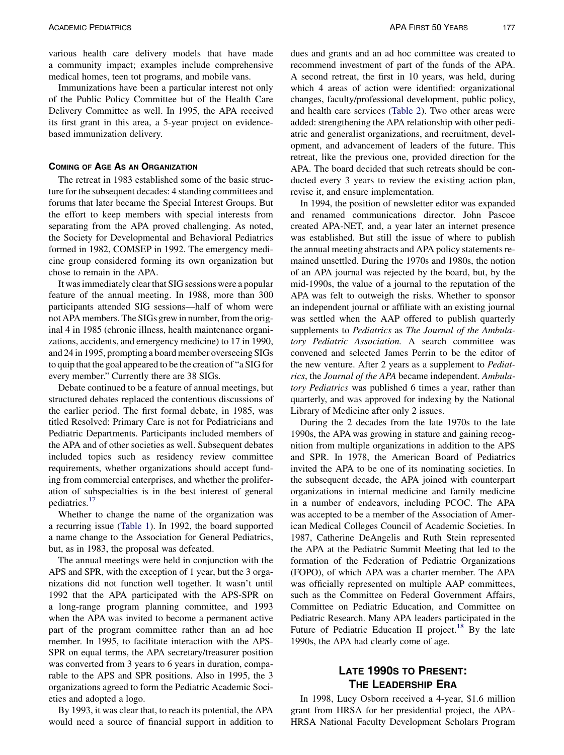various health care delivery models that have made a community impact; examples include comprehensive medical homes, teen tot programs, and mobile vans.

Immunizations have been a particular interest not only of the Public Policy Committee but of the Health Care Delivery Committee as well. In 1995, the APA received its first grant in this area, a 5-year project on evidence-based immunization delivery.

## Coming of Age As an Organization

The retreat in 1983 established some of the basic structure for the subsequent decades: 4 standing committees and forums that later became the Special Interest Groups. But the effort to keep members with special interests from separating from the APA proved challenging. As noted, the Society for Developmental and Behavioral Pediatrics formed in 1982, COMSEP in 1992. The emergency medicine group considered forming its own organization but chose to remain in the APA.

It was immediately clear that SIG sessions were a popular feature of the annual meeting. In 1988, more than 300 participants attended SIG sessions—half of whom were not APA members. The SIGs grew in number, from the original 4 in 1985 (chronic illness, health maintenance organizations, accidents, and emergency medicine) to 17 in 1990, and 24 in 1995, prompting a board member overseeing SIGs to quip that the goal appeared to be the creation of "a SIG for every member." Currently there are 38 SIGs.

Debate continued to be a feature of annual meetings, but structured debates replaced the contentious discussions of the earlier period. The first formal debate, in 1985, was titled Resolved: Primary Care is not for Pediatricians and Pediatric Departments. Participants included members of the APA and of other societies as well. Subsequent debates included topics such as residency review committee requirements, whether organizations should accept funding from commercial enterprises, and whether the proliferation of subspecialties is in the best interest of general pediatrics.[17]

Whether to change the name of the organization was a recurring issue (Table 1). In 1992, the board supported a name change to the Association for General Pediatrics, but, as in 1983, the proposal was defeated.

The annual meetings were held in conjunction with the APS and SPR, with the exception of 1 year, but the 3 organizations did not function well together. It wasn't until 1992 that the APA participated with the APS-SPR on a long-range program planning committee, and 1993 when the APA was invited to become a permanent active part of the program committee rather than an ad hoc member. In 1995, to facilitate interaction with the APS-SPR on equal terms, the APA secretary/treasurer position was converted from 3 years to 6 years in duration, comparable to the APS and SPR positions. Also in 1995, the 3 organizations agreed to form the Pediatric Academic Societies and adopted a logo.

By 1993, it was clear that, to reach its potential, the APA would need a source of financial support in addition to dues and grants and an ad hoc committee was created to recommend investment of part of the funds of the APA. A second retreat, the first in 10 years, was held, during which 4 areas of action were identified: organizational changes, faculty/professional development, public policy, and health care services (Table 2). Two other areas were added: strengthening the APA relationship with other pediatric and generalist organizations, and recruitment, development, and advancement of leaders of the future. This retreat, like the previous one, provided direction for the APA. The board decided that such retreats should be conducted every 3 years to review the existing action plan, revise it, and ensure implementation.

In 1994, the position of newsletter editor was expanded and renamed communications director. John Pascoe created APA-NET, and, a year later an internet presence was established. But still the issue of where to publish the annual meeting abstracts and APA policy statements remained unsettled. During the 1970s and 1980s, the notion of an APA journal was rejected by the board, but, by the mid-1990s, the value of a journal to the reputation of the APA was felt to outweigh the risks. Whether to sponsor an independent journal or affiliate with an existing journal was settled when the AAP offered to publish quarterly supplements to *Pediatrics* as *The Journal of the Ambulatory Pediatric Association.* A search committee was convened and selected James Perrin to be the editor of the new venture. After 2 years as a supplement to *Pediatrics*, the *Journal of the APA* became independent. *Ambulatory Pediatrics* was published 6 times a year, rather than quarterly, and was approved for indexing by the National Library of Medicine after only 2 issues.

During the 2 decades from the late 1970s to the late 1990s, the APA was growing in stature and gaining recognition from multiple organizations in addition to the APS and SPR. In 1978, the American Board of Pediatrics invited the APA to be one of its nominating societies. In the subsequent decade, the APA joined with counterpart organizations in internal medicine and family medicine in a number of endeavors, including PCOC. The APA was accepted to be a member of the Association of American Medical Colleges Council of Academic Societies. In 1987, Catherine DeAngelis and Ruth Stein represented the APA at the Pediatric Summit Meeting that led to the formation of the Federation of Pediatric Organizations (FOPO), of which APA was a charter member. The APA was officially represented on multiple AAP committees, such as the Committee on Federal Government Affairs, Committee on Pediatric Education, and Committee on Pediatric Research. Many APA leaders participated in the Future of Pediatric Education II project.[18] By the late 1990s, the APA had clearly come of age.

## Late 1990s to Present: The Leadership Era

In 1998, Lucy Osborn received a 4-year, $1.6 million grant from HRSA for her presidential project, the APA-HRSA National Faculty Development Scholars Program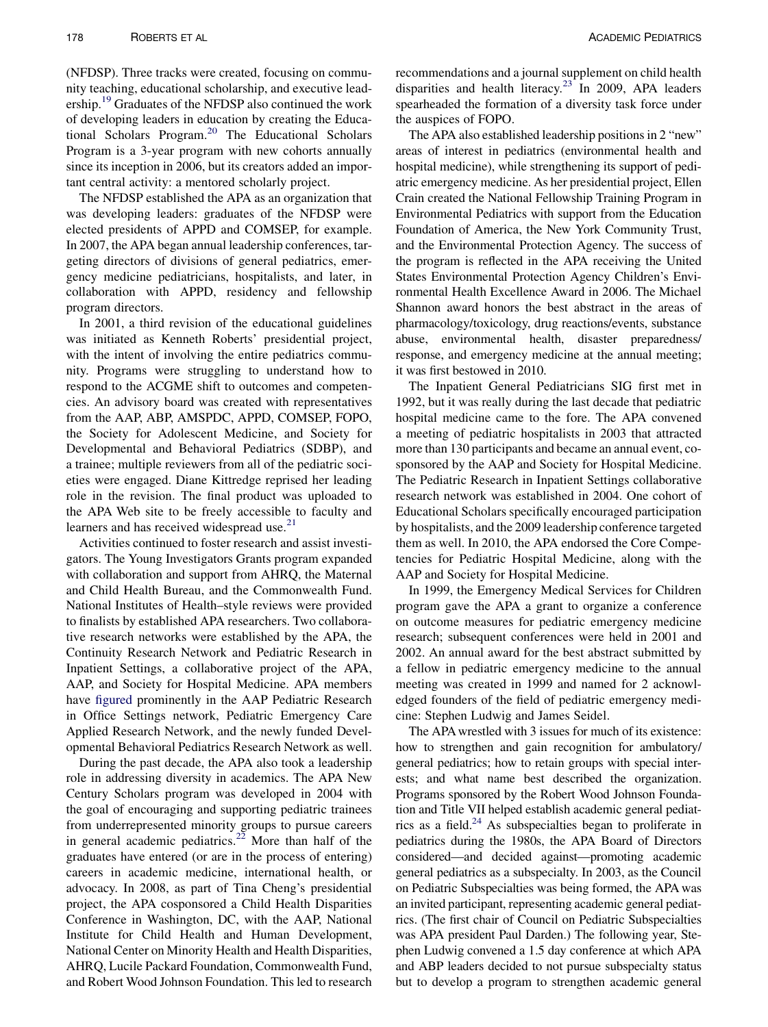(NFDSP). Three tracks were created, focusing on community teaching, educational scholarship, and executive leadership.[19] Graduates of the NFDSP also continued the work of developing leaders in education by creating the Educational Scholars Program.[20] The Educational Scholars Program is a 3-year program with new cohorts annually since its inception in 2006, but its creators added an important central activity: a mentored scholarly project.

The NFDSP established the APA as an organization that was developing leaders: graduates of the NFDSP were elected presidents of APPD and COMSEP, for example. In 2007, the APA began annual leadership conferences, targeting directors of divisions of general pediatrics, emergency medicine pediatricians, hospitalists, and later, in collaboration with APPD, residency and fellowship program directors.

In 2001, a third revision of the educational guidelines was initiated as Kenneth Roberts' presidential project, with the intent of involving the entire pediatrics community. Programs were struggling to understand how to respond to the ACGME shift to outcomes and competencies. An advisory board was created with representatives from the AAP, ABP, AMSPDC, APPD, COMSEP, FOPO, the Society for Adolescent Medicine, and Society for Developmental and Behavioral Pediatrics (SDBP), and a trainee; multiple reviewers from all of the pediatric societies were engaged. Diane Kittredge reprised her leading role in the revision. The final product was uploaded to the APA Web site to be freely accessible to faculty and learners and has received widespread use.[21]

Activities continued to foster research and assist investigators. The Young Investigators Grants program expanded with collaboration and support from AHRQ, the Maternal and Child Health Bureau, and the Commonwealth Fund. National Institutes of Health–style reviews were provided to finalists by established APA researchers. Two collaborative research networks were established by the APA, the Continuity Research Network and Pediatric Research in Inpatient Settings, a collaborative project of the APA, AAP, and Society for Hospital Medicine. APA members have figured prominently in the AAP Pediatric Research in Office Settings network, Pediatric Emergency Care Applied Research Network, and the newly funded Developmental Behavioral Pediatrics Research Network as well.

During the past decade, the APA also took a leadership role in addressing diversity in academics. The APA New Century Scholars program was developed in 2004 with the goal of encouraging and supporting pediatric trainees from underrepresented minority groups to pursue careers in general academic pediatrics.[22] More than half of the graduates have entered (or are in the process of entering) careers in academic medicine, international health, or advocacy. In 2008, as part of Tina Cheng's presidential project, the APA cosponsored a Child Health Disparities Conference in Washington, DC, with the AAP, National Institute for Child Health and Human Development, National Center on Minority Health and Health Disparities, AHRQ, Lucile Packard Foundation, Commonwealth Fund, and Robert Wood Johnson Foundation. This led to research recommendations and a journal supplement on child health disparities and health literacy.[23] In 2009, APA leaders spearheaded the formation of a diversity task force under the auspices of FOPO.

The APA also established leadership positions in 2 "new" areas of interest in pediatrics (environmental health and hospital medicine), while strengthening its support of pediatric emergency medicine. As her presidential project, Ellen Crain created the National Fellowship Training Program in Environmental Pediatrics with support from the Education Foundation of America, the New York Community Trust, and the Environmental Protection Agency. The success of the program is reflected in the APA receiving the United States Environmental Protection Agency Children's Environmental Health Excellence Award in 2006. The Michael Shannon award honors the best abstract in the areas of pharmacology/toxicology, drug reactions/events, substance abuse, environmental health, disaster preparedness/response, and emergency medicine at the annual meeting; it was first bestowed in 2010.

The Inpatient General Pediatricians SIG first met in 1992, but it was really during the last decade that pediatric hospital medicine came to the fore. The APA convened a meeting of pediatric hospitalists in 2003 that attracted more than 130 participants and became an annual event, cosponsored by the AAP and Society for Hospital Medicine. The Pediatric Research in Inpatient Settings collaborative research network was established in 2004. One cohort of Educational Scholars specifically encouraged participation by hospitalists, and the 2009 leadership conference targeted them as well. In 2010, the APA endorsed the Core Competencies for Pediatric Hospital Medicine, along with the AAP and Society for Hospital Medicine.

In 1999, the Emergency Medical Services for Children program gave the APA a grant to organize a conference on outcome measures for pediatric emergency medicine research; subsequent conferences were held in 2001 and 2002. An annual award for the best abstract submitted by a fellow in pediatric emergency medicine to the annual meeting was created in 1999 and named for 2 acknowledged founders of the field of pediatric emergency medicine: Stephen Ludwig and James Seidel.

The APA wrestled with 3 issues for much of its existence: how to strengthen and gain recognition for ambulatory/general pediatrics; how to retain groups with special interests; and what name best described the organization. Programs sponsored by the Robert Wood Johnson Foundation and Title VII helped establish academic general pediatrics as a field.[24] As subspecialties began to proliferate in pediatrics during the 1980s, the APA Board of Directors considered—and decided against—promoting academic general pediatrics as a subspecialty. In 2003, as the Council on Pediatric Subspecialties was being formed, the APA was an invited participant, representing academic general pediatrics. (The first chair of Council on Pediatric Subspecialties was APA president Paul Darden.) The following year, Stephen Ludwig convened a 1.5 day conference at which APA and ABP leaders decided to not pursue subspecialty status but to develop a program to strengthen academic general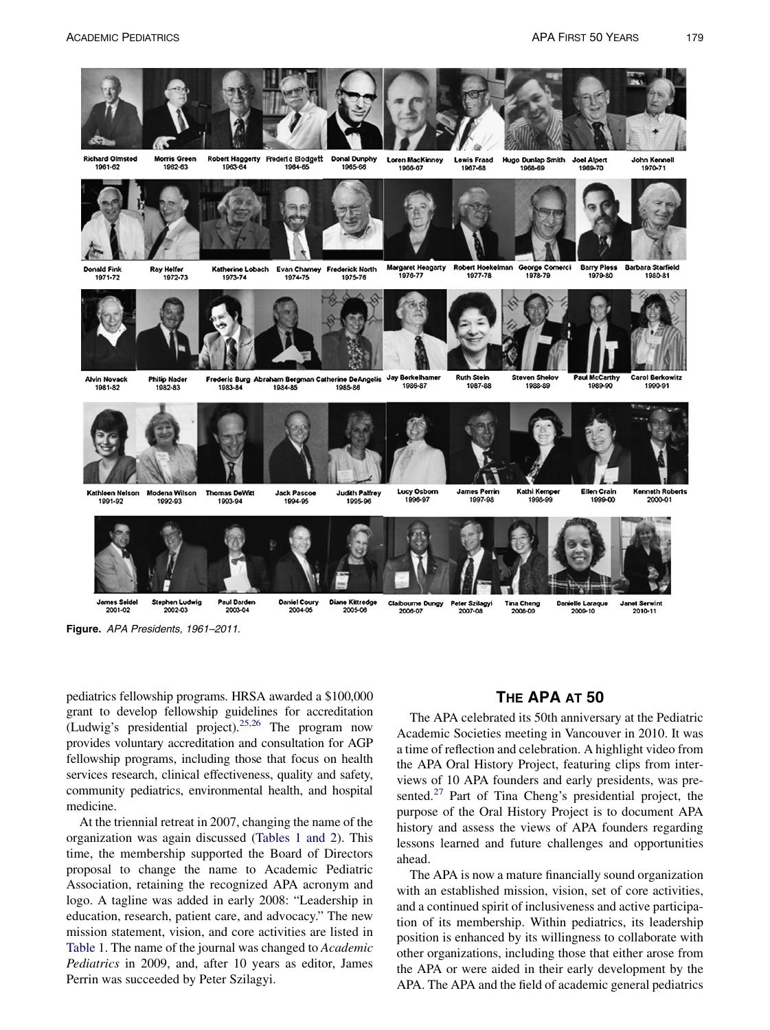| Richard Olmsted 1961-62 | Morris Green 1962-63 | Robert Haggerty 1963-64 | Frederic Blodgett 1964-65 | Donal Dunphy 1965-66 | Loren MacKinney 1966-67 | Lewis Fraad 1967-68 | Hugo Dunlap Smith 1968-69 | Joel Alpert 1969-70 | John Kennell 1970-71 |
|---|---|---|---|---|---|---|---|---|---|
| Donald Fink 1971-72 | Ray Helfer 1972-73 | Katherine Lobach 1973-74 | Evan Charney 1974-75 | Frederick North 1975-76 | Margaret Heagarty 1976-77 | Robert Hoekelman 1977-78 | George Comerci 1978-79 | Barry Pless 1979-80 | Barbara Starfield 1980-81 |
| Alvin Novack 1981-82 | Philip Nader 1982-83 | Frederic Burg 1983-84 | Abraham Bergman 1984-85 | Catherine DeAngelis 1985-86 | Jay Berkelhamer 1986-87 | Ruth Stein 1987-88 | Steven Shelov 1988-89 | Paul McCarthy 1989-90 | Carol Berkowitz 1990-91 |
| Kathleen Nelson 1991-92 | Modena Wilson 1992-93 | Thomas DeWitt 1993-94 | Jack Pascoe 1994-95 | Judith Palfrey 1995-96 | Lucy Osborn 1996-97 | James Perrin 1997-98 | Kathi Kemper 1998-99 | Ellen Crain 1999-00 | Kenneth Roberts 2000-01 |
| James Seidel 2001-02 | Stephen Ludwig 2002-03 | Paul Darden 2003-04 | Daniel Coury 2004-05 | Diane Kittredge 2005-06 | Claibourne Dungy 2006-07 | Peter Szilagyi 2007-08 | Tina Cheng 2008-09 | Danielle Laraque 2009-10 | Janet Serwint 2010-11 |

**Figure.** *APA Presidents, 1961–2011.*

pediatrics fellowship programs. HRSA awarded a $100,000 grant to develop fellowship guidelines for accreditation (Ludwig's presidential project).[25,26] The program now provides voluntary accreditation and consultation for AGP fellowship programs, including those that focus on health services research, clinical effectiveness, quality and safety, community pediatrics, environmental health, and hospital medicine.

At the triennial retreat in 2007, changing the name of the organization was again discussed (Tables 1 and 2). This time, the membership supported the Board of Directors proposal to change the name to Academic Pediatric Association, retaining the recognized APA acronym and logo. A tagline was added in early 2008: "Leadership in education, research, patient care, and advocacy." The new mission statement, vision, and core activities are listed in Table 1. The name of the journal was changed to *Academic Pediatrics* in 2009, and, after 10 years as editor, James Perrin was succeeded by Peter Szilagyi.

## The APA at 50

The APA celebrated its 50th anniversary at the Pediatric Academic Societies meeting in Vancouver in 2010. It was a time of reflection and celebration. A highlight video from the APA Oral History Project, featuring clips from interviews of 10 APA founders and early presidents, was presented.[27] Part of Tina Cheng's presidential project, the purpose of the Oral History Project is to document APA history and assess the views of APA founders regarding lessons learned and future challenges and opportunities ahead.

The APA is now a mature financially sound organization with an established mission, vision, set of core activities, and a continued spirit of inclusiveness and active participation of its membership. Within pediatrics, its leadership position is enhanced by its willingness to collaborate with other organizations, including those that either arose from the APA or were aided in their early development by the APA. The APA and the field of academic general pediatrics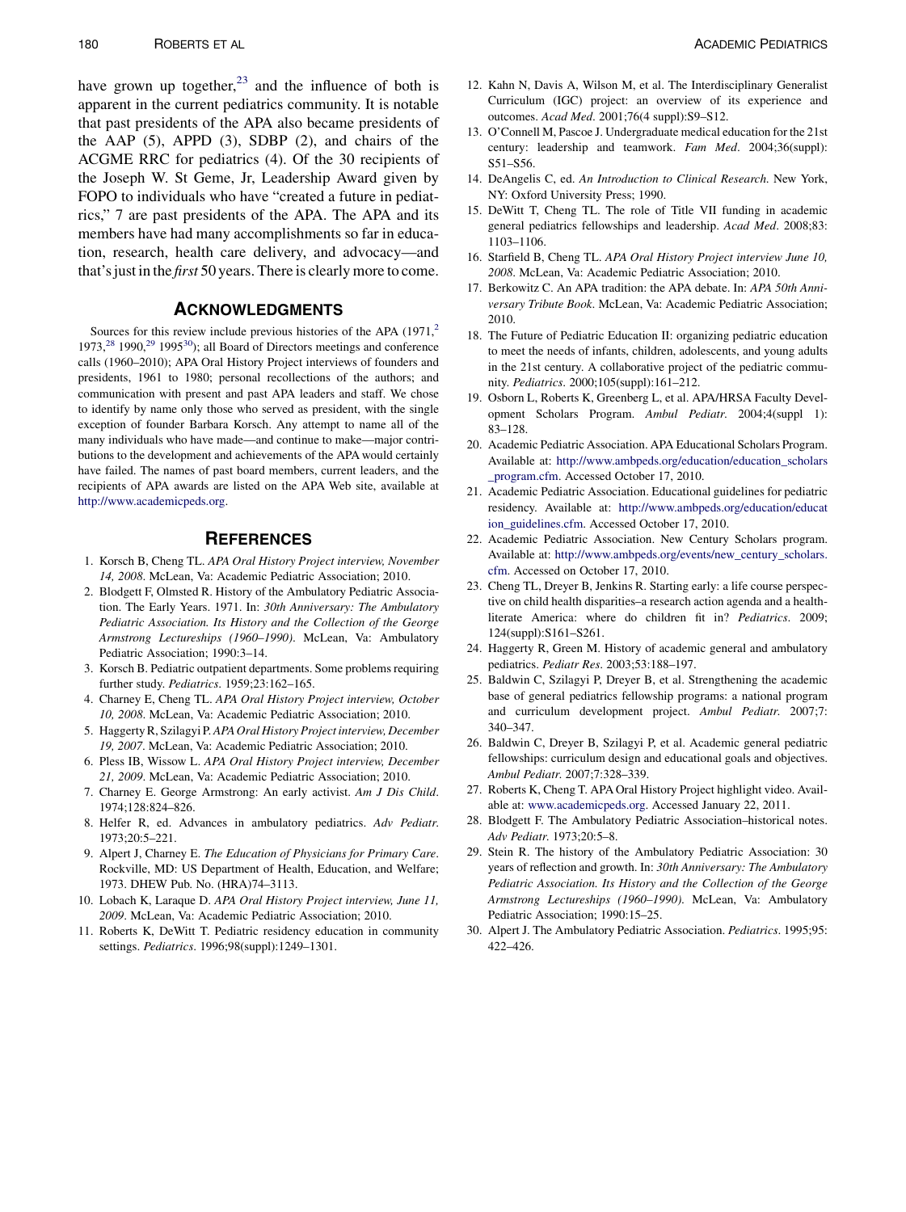have grown up together,[23] and the influence of both is apparent in the current pediatrics community. It is notable that past presidents of the APA also became presidents of the AAP (5), APPD (3), SDBP (2), and chairs of the ACGME RRC for pediatrics (4). Of the 30 recipients of the Joseph W. St Geme, Jr, Leadership Award given by FOPO to individuals who have "created a future in pediatrics," 7 are past presidents of the APA. The APA and its members have had many accomplishments so far in education, research, health care delivery, and advocacy—and that's just in the *first* 50 years. There is clearly more to come.

## Acknowledgments

Sources for this review include previous histories of the APA (1971,[2] 1973,[28] 1990,[29] 1995[30]); all Board of Directors meetings and conference calls (1960–2010); APA Oral History Project interviews of founders and presidents, 1961 to 1980; personal recollections of the authors; and communication with present and past APA leaders and staff. We chose to identify by name only those who served as president, with the single exception of founder Barbara Korsch. Any attempt to name all of the many individuals who have made—and continue to make—major contributions to the development and achievements of the APA would certainly have failed. The names of past board members, current leaders, and the recipients of APA awards are listed on the APA Web site, available at http://www.academicpeds.org.

## References

1. Korsch B, Cheng TL. *APA Oral History Project interview, November 14, 2008*. McLean, Va: Academic Pediatric Association; 2010.
2. Blodgett F, Olmsted R. History of the Ambulatory Pediatric Association. The Early Years. 1971. In: *30th Anniversary: The Ambulatory Pediatric Association. Its History and the Collection of the George Armstrong Lectureships (1960–1990)*. McLean, Va: Ambulatory Pediatric Association; 1990:3–14.
3. Korsch B. Pediatric outpatient departments. Some problems requiring further study. *Pediatrics*. 1959;23:162–165.
4. Charney E, Cheng TL. *APA Oral History Project interview, October 10, 2008*. McLean, Va: Academic Pediatric Association; 2010.
5. Haggerty R, Szilagyi P. *APA Oral History Project interview, December 19, 2007*. McLean, Va: Academic Pediatric Association; 2010.
6. Pless IB, Wissow L. *APA Oral History Project interview, December 21, 2009*. McLean, Va: Academic Pediatric Association; 2010.
7. Charney E. George Armstrong: An early activist. *Am J Dis Child*. 1974;128:824–826.
8. Helfer R, ed. Advances in ambulatory pediatrics. *Adv Pediatr.* 1973;20:5–221.
9. Alpert J, Charney E. *The Education of Physicians for Primary Care*. Rockville, MD: US Department of Health, Education, and Welfare; 1973. DHEW Pub. No. (HRA)74–3113.
10. Lobach K, Laraque D. *APA Oral History Project interview, June 11, 2009*. McLean, Va: Academic Pediatric Association; 2010.
11. Roberts K, DeWitt T. Pediatric residency education in community settings. *Pediatrics*. 1996;98(suppl):1249–1301.
12. Kahn N, Davis A, Wilson M, et al. The Interdisciplinary Generalist Curriculum (IGC) project: an overview of its experience and outcomes. *Acad Med*. 2001;76(4 suppl):S9–S12.
13. O'Connell M, Pascoe J. Undergraduate medical education for the 21st century: leadership and teamwork. *Fam Med*. 2004;36(suppl): S51–S56.
14. DeAngelis C, ed. *An Introduction to Clinical Research*. New York, NY: Oxford University Press; 1990.
15. DeWitt T, Cheng TL. The role of Title VII funding in academic general pediatrics fellowships and leadership. *Acad Med*. 2008;83: 1103–1106.
16. Starfield B, Cheng TL. *APA Oral History Project interview June 10, 2008*. McLean, Va: Academic Pediatric Association; 2010.
17. Berkowitz C. An APA tradition: the APA debate. In: *APA 50th Anniversary Tribute Book*. McLean, Va: Academic Pediatric Association; 2010.
18. The Future of Pediatric Education II: organizing pediatric education to meet the needs of infants, children, adolescents, and young adults in the 21st century. A collaborative project of the pediatric community. *Pediatrics*. 2000;105(suppl):161–212.
19. Osborn L, Roberts K, Greenberg L, et al. APA/HRSA Faculty Development Scholars Program. *Ambul Pediatr.* 2004;4(suppl 1): 83–128.
20. Academic Pediatric Association. APA Educational Scholars Program. Available at: http://www.ambpeds.org/education/education_scholars_program.cfm. Accessed October 17, 2010.
21. Academic Pediatric Association. Educational guidelines for pediatric residency. Available at: http://www.ambpeds.org/education/education_guidelines.cfm. Accessed October 17, 2010.
22. Academic Pediatric Association. New Century Scholars program. Available at: http://www.ambpeds.org/events/new_century_scholars.cfm. Accessed on October 17, 2010.
23. Cheng TL, Dreyer B, Jenkins R. Starting early: a life course perspective on child health disparities–a research action agenda and a health-literate America: where do children fit in? *Pediatrics*. 2009; 124(suppl):S161–S261.
24. Haggerty R, Green M. History of academic general and ambulatory pediatrics. *Pediatr Res*. 2003;53:188–197.
25. Baldwin C, Szilagyi P, Dreyer B, et al. Strengthening the academic base of general pediatrics fellowship programs: a national program and curriculum development project. *Ambul Pediatr.* 2007;7: 340–347.
26. Baldwin C, Dreyer B, Szilagyi P, et al. Academic general pediatric fellowships: curriculum design and educational goals and objectives. *Ambul Pediatr.* 2007;7:328–339.
27. Roberts K, Cheng T. APA Oral History Project highlight video. Available at: www.academicpeds.org. Accessed January 22, 2011.
28. Blodgett F. The Ambulatory Pediatric Association–historical notes. *Adv Pediatr.* 1973;20:5–8.
29. Stein R. The history of the Ambulatory Pediatric Association: 30 years of reflection and growth. In: *30th Anniversary: The Ambulatory Pediatric Association. Its History and the Collection of the George Armstrong Lectureships (1960–1990).* McLean, Va: Ambulatory Pediatric Association; 1990:15–25.
30. Alpert J. The Ambulatory Pediatric Association. *Pediatrics*. 1995;95: 422–426.